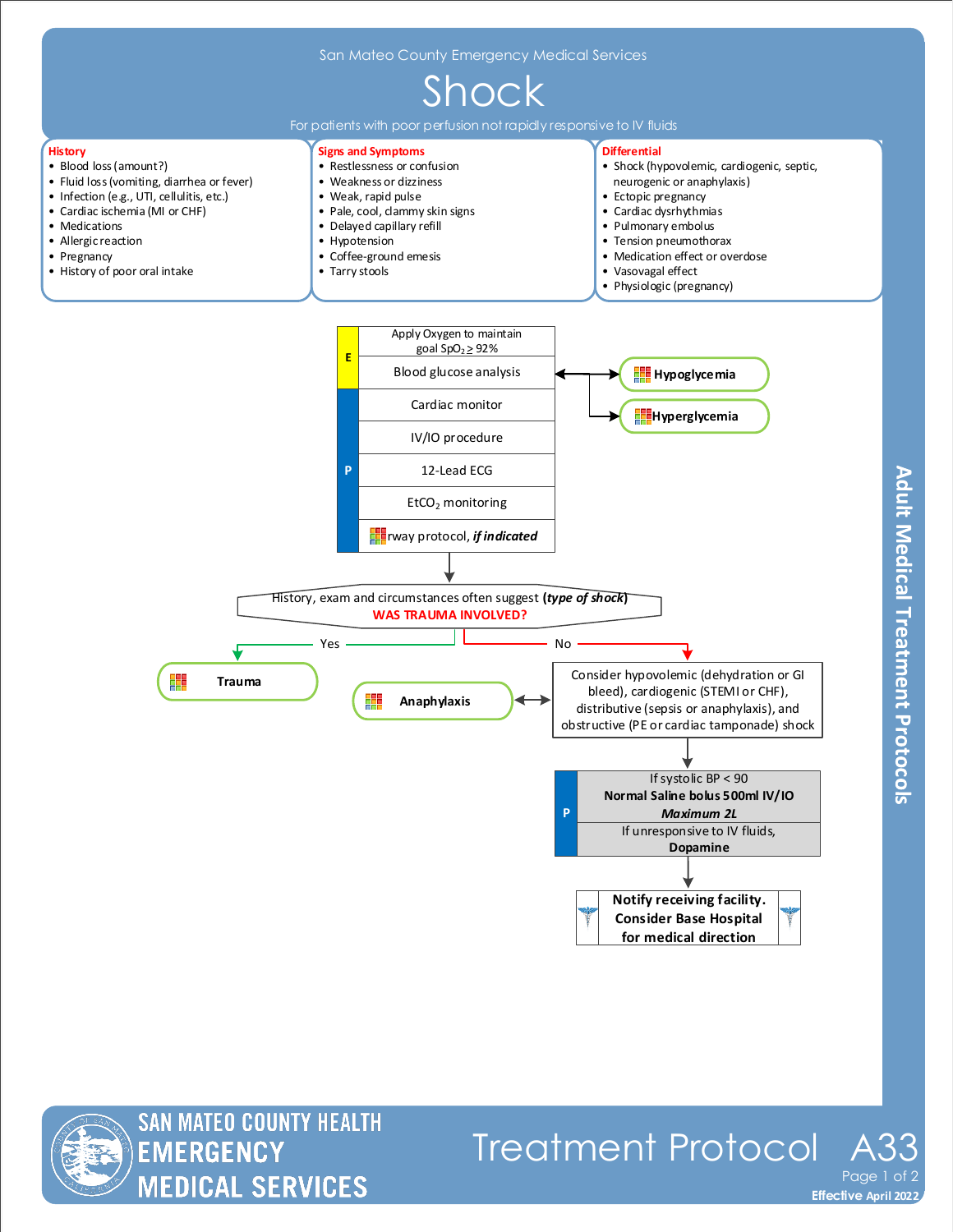San Mateo County Emergency Medical Services

# Shock

For patients with poor perfusion not rapidly responsive to IV fluids

### History

- Blood loss (amount?)
- Fluid loss (vomiting, diarrhea or fever)
- Infection (e.g., UTI, cellulitis, etc.)
- Cardiac ischemia (MI or CHF)
- Medications
- Allergic reaction
- Pregnancy
- History of poor oral intake

### Signs and Symptoms

- Restlessness or confusion
- Weakness or dizziness
- Weak, rapid pulse
- Pale, cool, clammy skin signs
- Delayed capillary refill
- Hypotension
- Coffee-ground emesis
- Tarry stools

### Differential

- Shock (hypovolemic, cardiogenic, septic, neurogenic or anaphylaxis)
- Ectopic pregnancy
- Cardiac dysrhythmias
- Pulmonary embolus
- Tension pneumothorax
- Medication effect or overdose
- Vasovagal effect
- Physiologic (pregnancy)

**E**
- Apply Oxygen to maintain goal $SpO_2 \geq 92\%$
- Blood glucose analysis ↔ **Hypoglycemia** / **Hyperglycemia**

**P**
- Cardiac monitor
- IV/IO procedure
- 12-Lead ECG
- $EtCO_2$ monitoring
- Airway protocol, ***if indicated***

↓

History, exam and circumstances often suggest ***(type of shock)***
**WAS TRAUMA INVOLVED?**

- **Yes** → **Trauma**
- **No** → Consider hypovolemic (dehydration or GI bleed), cardiogenic (STEMI or CHF), distributive (sepsis or anaphylaxis), and obstructive (PE or cardiac tamponade) shock ↔ **Anaphylaxis**

↓

**P**
- If systolic BP < 90
  **Normal Saline bolus 500ml IV/IO**
  ***Maximum 2L***
- If unresponsive to IV fluids,
  **Dopamine**

↓

**Notify receiving facility. Consider Base Hospital for medical direction**

Adult Medical Treatment Protocols

SAN MATEO COUNTY HEALTH EMERGENCY MEDICAL SERVICES

Treatment Protocol A33

Effective April 2022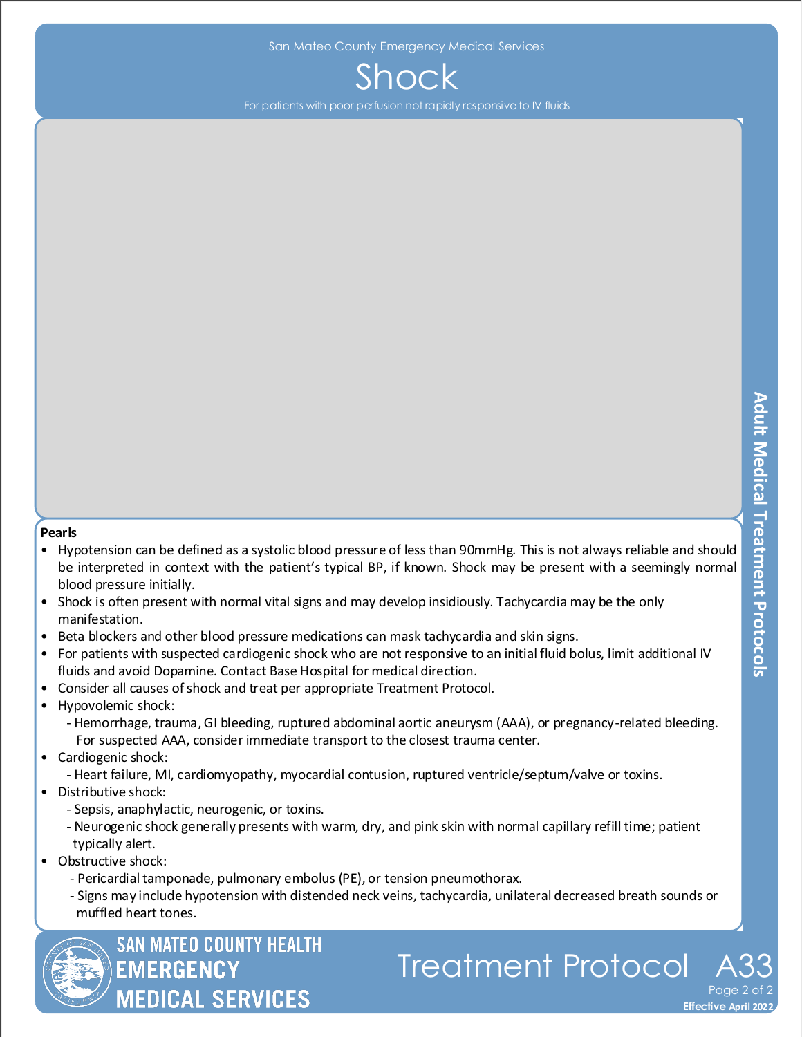San Mateo County Emergency Medical Services

# Shock

For patients with poor perfusion not rapidly responsive to IV fluids

**Pearls**

- Hypotension can be defined as a systolic blood pressure of less than 90mmHg. This is not always reliable and should be interpreted in context with the patient's typical BP, if known. Shock may be present with a seemingly normal blood pressure initially.
- Shock is often present with normal vital signs and may develop insidiously. Tachycardia may be the only manifestation.
- Beta blockers and other blood pressure medications can mask tachycardia and skin signs.
- For patients with suspected cardiogenic shock who are not responsive to an initial fluid bolus, limit additional IV fluids and avoid Dopamine. Contact Base Hospital for medical direction.
- Consider all causes of shock and treat per appropriate Treatment Protocol.
- Hypovolemic shock:
  - Hemorrhage, trauma, GI bleeding, ruptured abdominal aortic aneurysm (AAA), or pregnancy-related bleeding. For suspected AAA, consider immediate transport to the closest trauma center.
- Cardiogenic shock:
  - Heart failure, MI, cardiomyopathy, myocardial contusion, ruptured ventricle/septum/valve or toxins.
- Distributive shock:
  - Sepsis, anaphylactic, neurogenic, or toxins.
  - Neurogenic shock generally presents with warm, dry, and pink skin with normal capillary refill time; patient typically alert.
- Obstructive shock:
  - Pericardial tamponade, pulmonary embolus (PE), or tension pneumothorax.
  - Signs may include hypotension with distended neck veins, tachycardia, unilateral decreased breath sounds or muffled heart tones.

Treatment Protocol A33

Effective April 2022